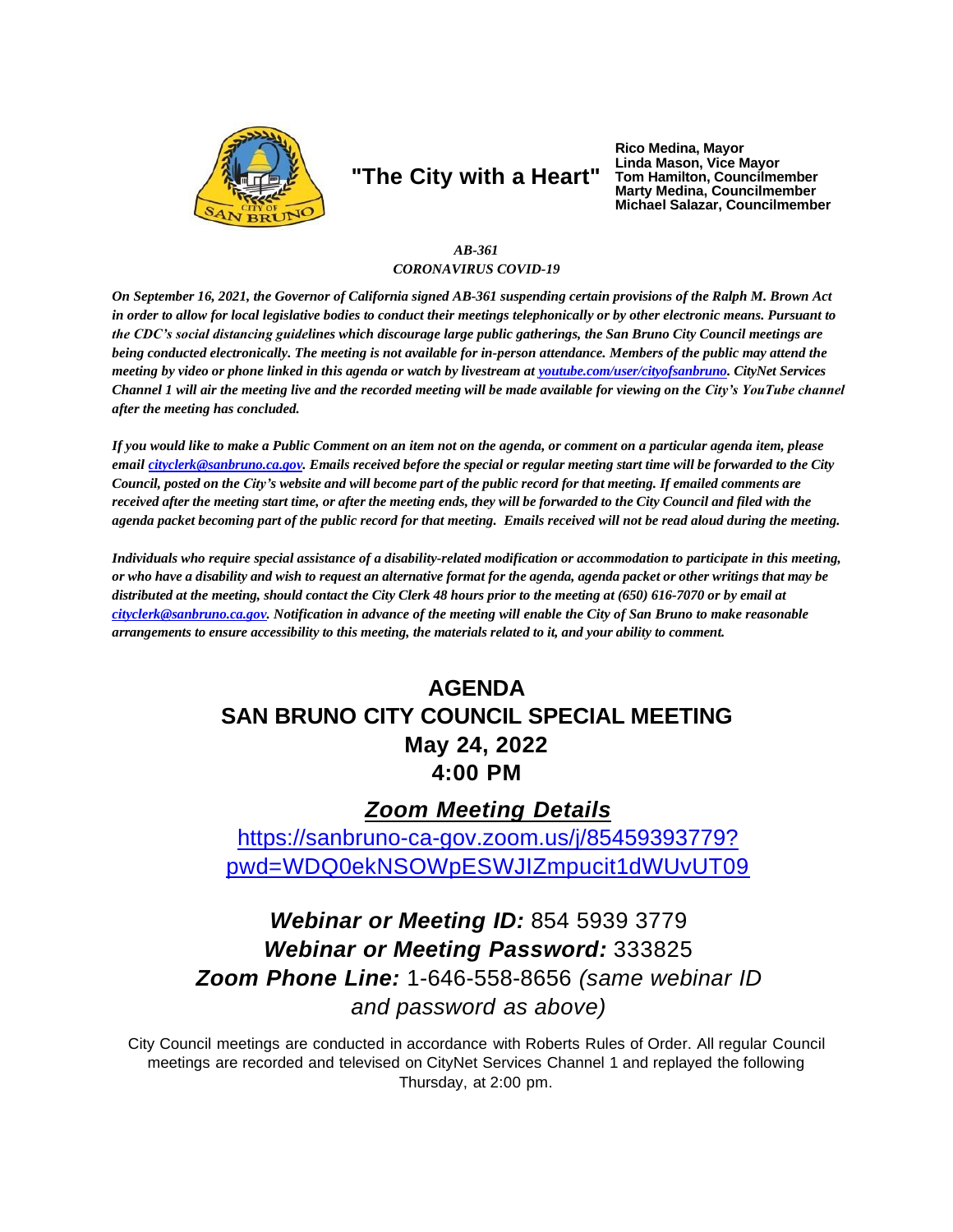**"The City with a Heart"**

**Rico Medina, Mayor**
**Linda Mason, Vice Mayor**
**Tom Hamilton, Councilmember**
**Marty Medina, Councilmember**
**Michael Salazar, Councilmember**

***AB-361***
***CORONAVIRUS COVID-19***

***On September 16, 2021, the Governor of California signed AB-361 suspending certain provisions of the Ralph M. Brown Act in order to allow for local legislative bodies to conduct their meetings telephonically or by other electronic means. Pursuant to the CDC's social distancing guidelines which discourage large public gatherings, the San Bruno City Council meetings are being conducted electronically. The meeting is not available for in-person attendance. Members of the public may attend the meeting by video or phone linked in this agenda or watch by livestream at [youtube.com/user/cityofsanbruno](https://youtube.com/user/cityofsanbruno). CityNet Services Channel 1 will air the meeting live and the recorded meeting will be made available for viewing on the City's YouTube channel after the meeting has concluded.***

***If you would like to make a Public Comment on an item not on the agenda, or comment on a particular agenda item, please email [cityclerk@sanbruno.ca.gov](mailto:cityclerk@sanbruno.ca.gov). Emails received before the special or regular meeting start time will be forwarded to the City Council, posted on the City's website and will become part of the public record for that meeting. If emailed comments are received after the meeting start time, or after the meeting ends, they will be forwarded to the City Council and filed with the agenda packet becoming part of the public record for that meeting. Emails received will not be read aloud during the meeting.***

***Individuals who require special assistance of a disability-related modification or accommodation to participate in this meeting, or who have a disability and wish to request an alternative format for the agenda, agenda packet or other writings that may be distributed at the meeting, should contact the City Clerk 48 hours prior to the meeting at (650) 616-7070 or by email at [cityclerk@sanbruno.ca.gov](mailto:cityclerk@sanbruno.ca.gov). Notification in advance of the meeting will enable the City of San Bruno to make reasonable arrangements to ensure accessibility to this meeting, the materials related to it, and your ability to comment.***

# AGENDA
# SAN BRUNO CITY COUNCIL SPECIAL MEETING
# May 24, 2022
# 4:00 PM

## ***Zoom Meeting Details***

[https://sanbruno-ca-gov.zoom.us/j/85459393779?pwd=WDQ0ekNSOWpESWJIZmpucit1dWUvUT09](https://sanbruno-ca-gov.zoom.us/j/85459393779?pwd=WDQ0ekNSOWpESWJIZmpucit1dWUvUT09)

***Webinar or Meeting ID:*** 854 5939 3779
***Webinar or Meeting Password:*** 333825
***Zoom Phone Line:*** 1-646-558-8656 *(same webinar ID and password as above)*

City Council meetings are conducted in accordance with Roberts Rules of Order. All regular Council meetings are recorded and televised on CityNet Services Channel 1 and replayed the following Thursday, at 2:00 pm.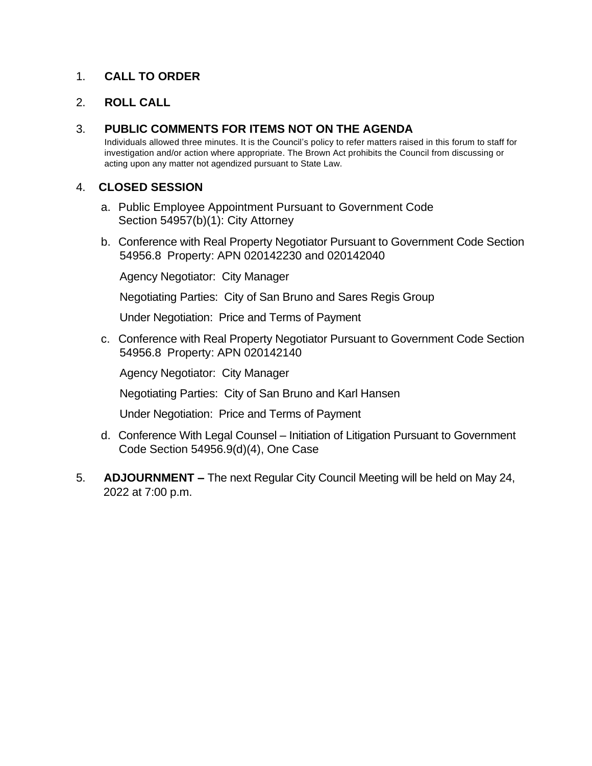1. **CALL TO ORDER**

2. **ROLL CALL**

3. **PUBLIC COMMENTS FOR ITEMS NOT ON THE AGENDA**
   Individuals allowed three minutes. It is the Council's policy to refer matters raised in this forum to staff for investigation and/or action where appropriate. The Brown Act prohibits the Council from discussing or acting upon any matter not agendized pursuant to State Law.

4. **CLOSED SESSION**

   a. Public Employee Appointment Pursuant to Government Code Section 54957(b)(1): City Attorney

   b. Conference with Real Property Negotiator Pursuant to Government Code Section 54956.8 Property: APN 020142230 and 020142040

      Agency Negotiator: City Manager

      Negotiating Parties: City of San Bruno and Sares Regis Group

      Under Negotiation: Price and Terms of Payment

   c. Conference with Real Property Negotiator Pursuant to Government Code Section 54956.8 Property: APN 020142140

      Agency Negotiator: City Manager

      Negotiating Parties: City of San Bruno and Karl Hansen

      Under Negotiation: Price and Terms of Payment

   d. Conference With Legal Counsel – Initiation of Litigation Pursuant to Government Code Section 54956.9(d)(4), One Case

5. **ADJOURNMENT –** The next Regular City Council Meeting will be held on May 24, 2022 at 7:00 p.m.